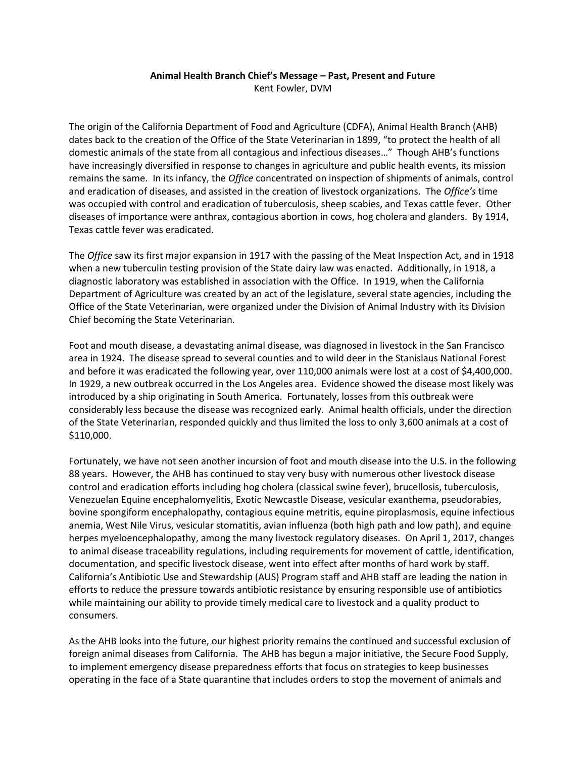**Animal Health Branch Chief's Message – Past, Present and Future**

Kent Fowler, DVM

The origin of the California Department of Food and Agriculture (CDFA), Animal Health Branch (AHB) dates back to the creation of the Office of the State Veterinarian in 1899, "to protect the health of all domestic animals of the state from all contagious and infectious diseases…" Though AHB's functions have increasingly diversified in response to changes in agriculture and public health events, its mission remains the same. In its infancy, the *Office* concentrated on inspection of shipments of animals, control and eradication of diseases, and assisted in the creation of livestock organizations. The *Office's* time was occupied with control and eradication of tuberculosis, sheep scabies, and Texas cattle fever. Other diseases of importance were anthrax, contagious abortion in cows, hog cholera and glanders. By 1914, Texas cattle fever was eradicated.

The *Office* saw its first major expansion in 1917 with the passing of the Meat Inspection Act, and in 1918 when a new tuberculin testing provision of the State dairy law was enacted. Additionally, in 1918, a diagnostic laboratory was established in association with the Office. In 1919, when the California Department of Agriculture was created by an act of the legislature, several state agencies, including the Office of the State Veterinarian, were organized under the Division of Animal Industry with its Division Chief becoming the State Veterinarian.

Foot and mouth disease, a devastating animal disease, was diagnosed in livestock in the San Francisco area in 1924. The disease spread to several counties and to wild deer in the Stanislaus National Forest and before it was eradicated the following year, over 110,000 animals were lost at a cost of $4,400,000. In 1929, a new outbreak occurred in the Los Angeles area. Evidence showed the disease most likely was introduced by a ship originating in South America. Fortunately, losses from this outbreak were considerably less because the disease was recognized early. Animal health officials, under the direction of the State Veterinarian, responded quickly and thus limited the loss to only 3,600 animals at a cost of $110,000.

Fortunately, we have not seen another incursion of foot and mouth disease into the U.S. in the following 88 years. However, the AHB has continued to stay very busy with numerous other livestock disease control and eradication efforts including hog cholera (classical swine fever), brucellosis, tuberculosis, Venezuelan Equine encephalomyelitis, Exotic Newcastle Disease, vesicular exanthema, pseudorabies, bovine spongiform encephalopathy, contagious equine metritis, equine piroplasmosis, equine infectious anemia, West Nile Virus, vesicular stomatitis, avian influenza (both high path and low path), and equine herpes myeloencephalopathy, among the many livestock regulatory diseases. On April 1, 2017, changes to animal disease traceability regulations, including requirements for movement of cattle, identification, documentation, and specific livestock disease, went into effect after months of hard work by staff. California's Antibiotic Use and Stewardship (AUS) Program staff and AHB staff are leading the nation in efforts to reduce the pressure towards antibiotic resistance by ensuring responsible use of antibiotics while maintaining our ability to provide timely medical care to livestock and a quality product to consumers.

As the AHB looks into the future, our highest priority remains the continued and successful exclusion of foreign animal diseases from California. The AHB has begun a major initiative, the Secure Food Supply, to implement emergency disease preparedness efforts that focus on strategies to keep businesses operating in the face of a State quarantine that includes orders to stop the movement of animals and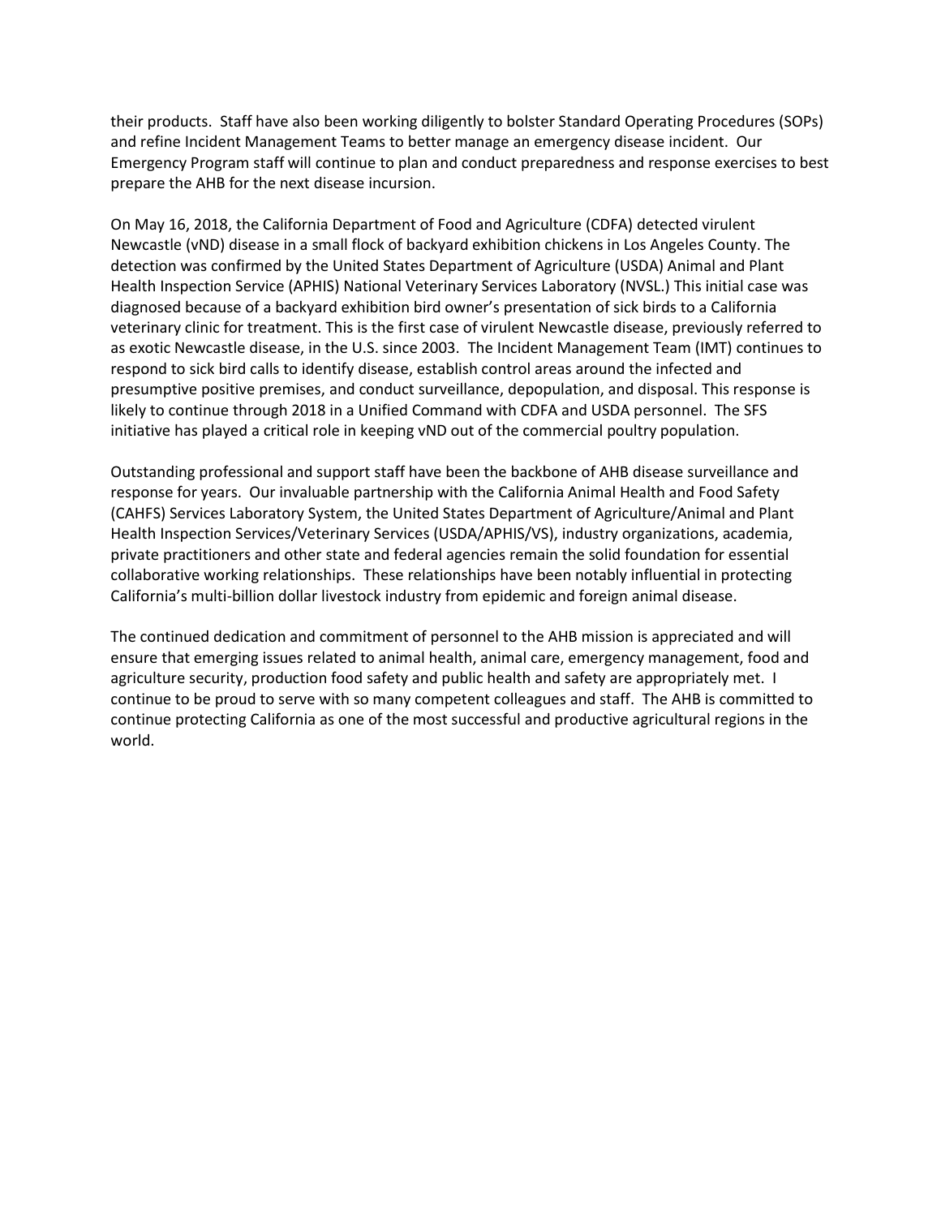their products. Staff have also been working diligently to bolster Standard Operating Procedures (SOPs) and refine Incident Management Teams to better manage an emergency disease incident. Our Emergency Program staff will continue to plan and conduct preparedness and response exercises to best prepare the AHB for the next disease incursion.

On May 16, 2018, the California Department of Food and Agriculture (CDFA) detected virulent Newcastle (vND) disease in a small flock of backyard exhibition chickens in Los Angeles County. The detection was confirmed by the United States Department of Agriculture (USDA) Animal and Plant Health Inspection Service (APHIS) National Veterinary Services Laboratory (NVSL.) This initial case was diagnosed because of a backyard exhibition bird owner's presentation of sick birds to a California veterinary clinic for treatment. This is the first case of virulent Newcastle disease, previously referred to as exotic Newcastle disease, in the U.S. since 2003. The Incident Management Team (IMT) continues to respond to sick bird calls to identify disease, establish control areas around the infected and presumptive positive premises, and conduct surveillance, depopulation, and disposal. This response is likely to continue through 2018 in a Unified Command with CDFA and USDA personnel. The SFS initiative has played a critical role in keeping vND out of the commercial poultry population.

Outstanding professional and support staff have been the backbone of AHB disease surveillance and response for years. Our invaluable partnership with the California Animal Health and Food Safety (CAHFS) Services Laboratory System, the United States Department of Agriculture/Animal and Plant Health Inspection Services/Veterinary Services (USDA/APHIS/VS), industry organizations, academia, private practitioners and other state and federal agencies remain the solid foundation for essential collaborative working relationships. These relationships have been notably influential in protecting California's multi-billion dollar livestock industry from epidemic and foreign animal disease.

The continued dedication and commitment of personnel to the AHB mission is appreciated and will ensure that emerging issues related to animal health, animal care, emergency management, food and agriculture security, production food safety and public health and safety are appropriately met. I continue to be proud to serve with so many competent colleagues and staff. The AHB is committed to continue protecting California as one of the most successful and productive agricultural regions in the world.